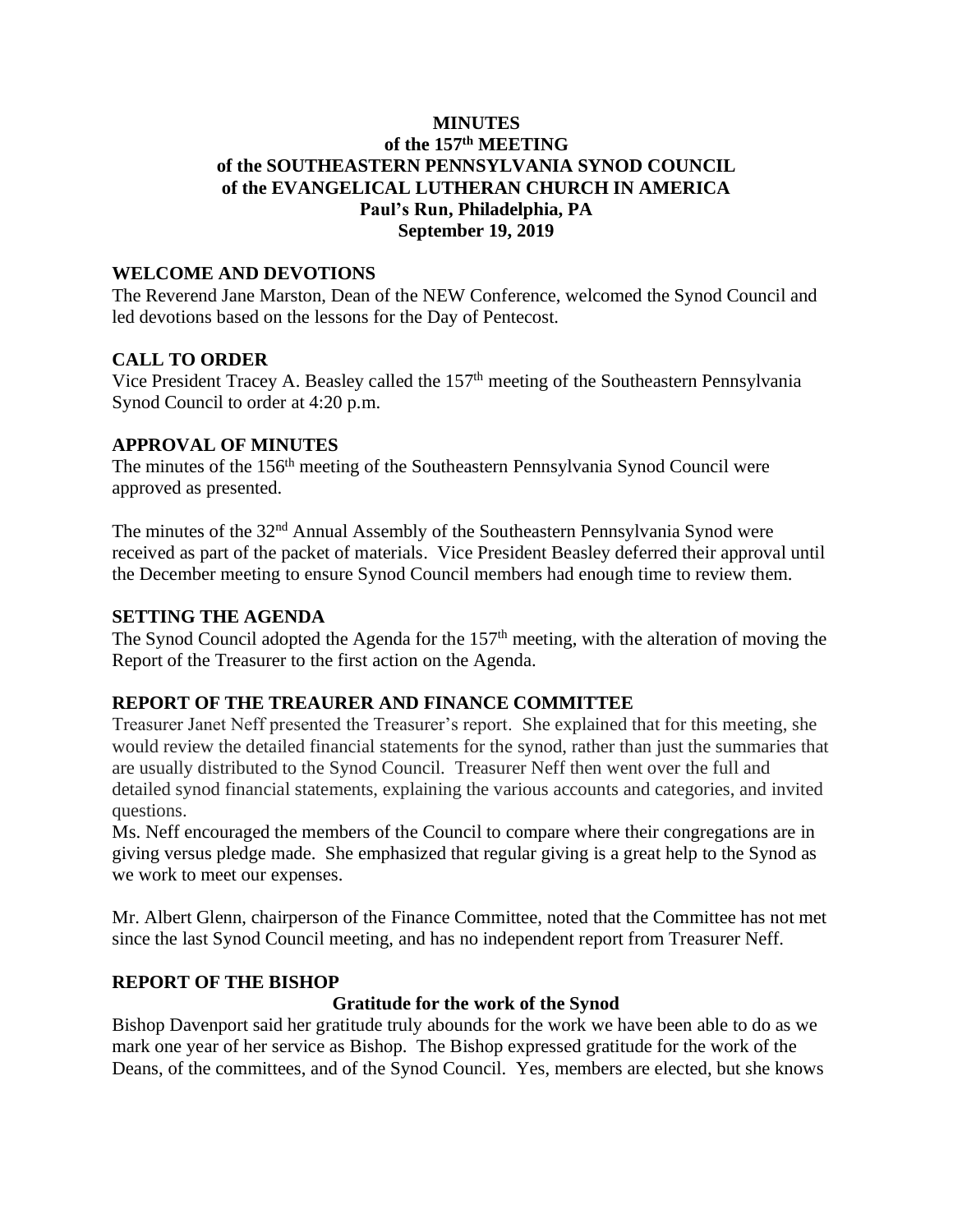# MINUTES
## of the 157th MEETING
## of the SOUTHEASTERN PENNSYLVANIA SYNOD COUNCIL
## of the EVANGELICAL LUTHERAN CHURCH IN AMERICA
## Paul's Run, Philadelphia, PA
## September 19, 2019

### WELCOME AND DEVOTIONS

The Reverend Jane Marston, Dean of the NEW Conference, welcomed the Synod Council and led devotions based on the lessons for the Day of Pentecost.

### CALL TO ORDER

Vice President Tracey A. Beasley called the 157th meeting of the Southeastern Pennsylvania Synod Council to order at 4:20 p.m.

### APPROVAL OF MINUTES

The minutes of the 156th meeting of the Southeastern Pennsylvania Synod Council were approved as presented.

The minutes of the 32nd Annual Assembly of the Southeastern Pennsylvania Synod were received as part of the packet of materials. Vice President Beasley deferred their approval until the December meeting to ensure Synod Council members had enough time to review them.

### SETTING THE AGENDA

The Synod Council adopted the Agenda for the 157th meeting, with the alteration of moving the Report of the Treasurer to the first action on the Agenda.

### REPORT OF THE TREAURER AND FINANCE COMMITTEE

Treasurer Janet Neff presented the Treasurer's report. She explained that for this meeting, she would review the detailed financial statements for the synod, rather than just the summaries that are usually distributed to the Synod Council. Treasurer Neff then went over the full and detailed synod financial statements, explaining the various accounts and categories, and invited questions.

Ms. Neff encouraged the members of the Council to compare where their congregations are in giving versus pledge made. She emphasized that regular giving is a great help to the Synod as we work to meet our expenses.

Mr. Albert Glenn, chairperson of the Finance Committee, noted that the Committee has not met since the last Synod Council meeting, and has no independent report from Treasurer Neff.

### REPORT OF THE BISHOP

**Gratitude for the work of the Synod**

Bishop Davenport said her gratitude truly abounds for the work we have been able to do as we mark one year of her service as Bishop. The Bishop expressed gratitude for the work of the Deans, of the committees, and of the Synod Council. Yes, members are elected, but she knows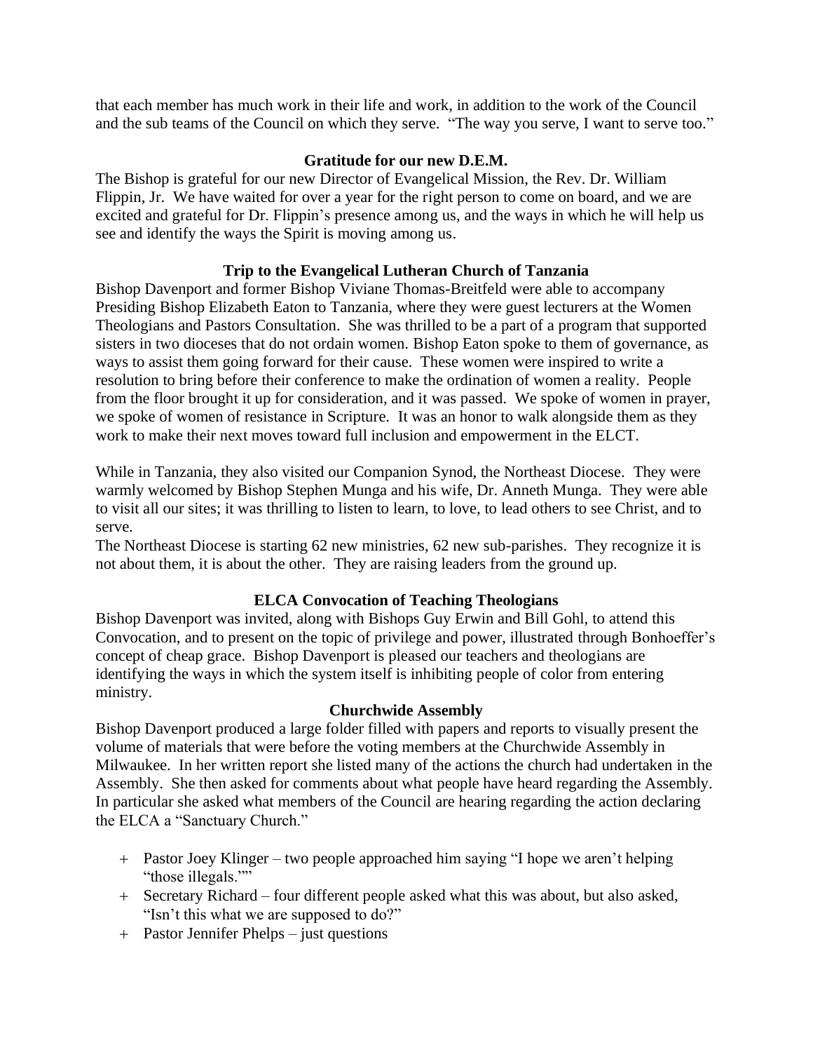that each member has much work in their life and work, in addition to the work of the Council and the sub teams of the Council on which they serve. "The way you serve, I want to serve too."

### Gratitude for our new D.E.M.

The Bishop is grateful for our new Director of Evangelical Mission, the Rev. Dr. William Flippin, Jr. We have waited for over a year for the right person to come on board, and we are excited and grateful for Dr. Flippin's presence among us, and the ways in which he will help us see and identify the ways the Spirit is moving among us.

### Trip to the Evangelical Lutheran Church of Tanzania

Bishop Davenport and former Bishop Viviane Thomas-Breitfeld were able to accompany Presiding Bishop Elizabeth Eaton to Tanzania, where they were guest lecturers at the Women Theologians and Pastors Consultation. She was thrilled to be a part of a program that supported sisters in two dioceses that do not ordain women. Bishop Eaton spoke to them of governance, as ways to assist them going forward for their cause. These women were inspired to write a resolution to bring before their conference to make the ordination of women a reality. People from the floor brought it up for consideration, and it was passed. We spoke of women in prayer, we spoke of women of resistance in Scripture. It was an honor to walk alongside them as they work to make their next moves toward full inclusion and empowerment in the ELCT.

While in Tanzania, they also visited our Companion Synod, the Northeast Diocese. They were warmly welcomed by Bishop Stephen Munga and his wife, Dr. Anneth Munga. They were able to visit all our sites; it was thrilling to listen to learn, to love, to lead others to see Christ, and to serve.

The Northeast Diocese is starting 62 new ministries, 62 new sub-parishes. They recognize it is not about them, it is about the other. They are raising leaders from the ground up.

### ELCA Convocation of Teaching Theologians

Bishop Davenport was invited, along with Bishops Guy Erwin and Bill Gohl, to attend this Convocation, and to present on the topic of privilege and power, illustrated through Bonhoeffer's concept of cheap grace. Bishop Davenport is pleased our teachers and theologians are identifying the ways in which the system itself is inhibiting people of color from entering ministry.

### Churchwide Assembly

Bishop Davenport produced a large folder filled with papers and reports to visually present the volume of materials that were before the voting members at the Churchwide Assembly in Milwaukee. In her written report she listed many of the actions the church had undertaken in the Assembly. She then asked for comments about what people have heard regarding the Assembly. In particular she asked what members of the Council are hearing regarding the action declaring the ELCA a "Sanctuary Church."

+ Pastor Joey Klinger – two people approached him saying "I hope we aren't helping "those illegals.""
+ Secretary Richard – four different people asked what this was about, but also asked, "Isn't this what we are supposed to do?"
+ Pastor Jennifer Phelps – just questions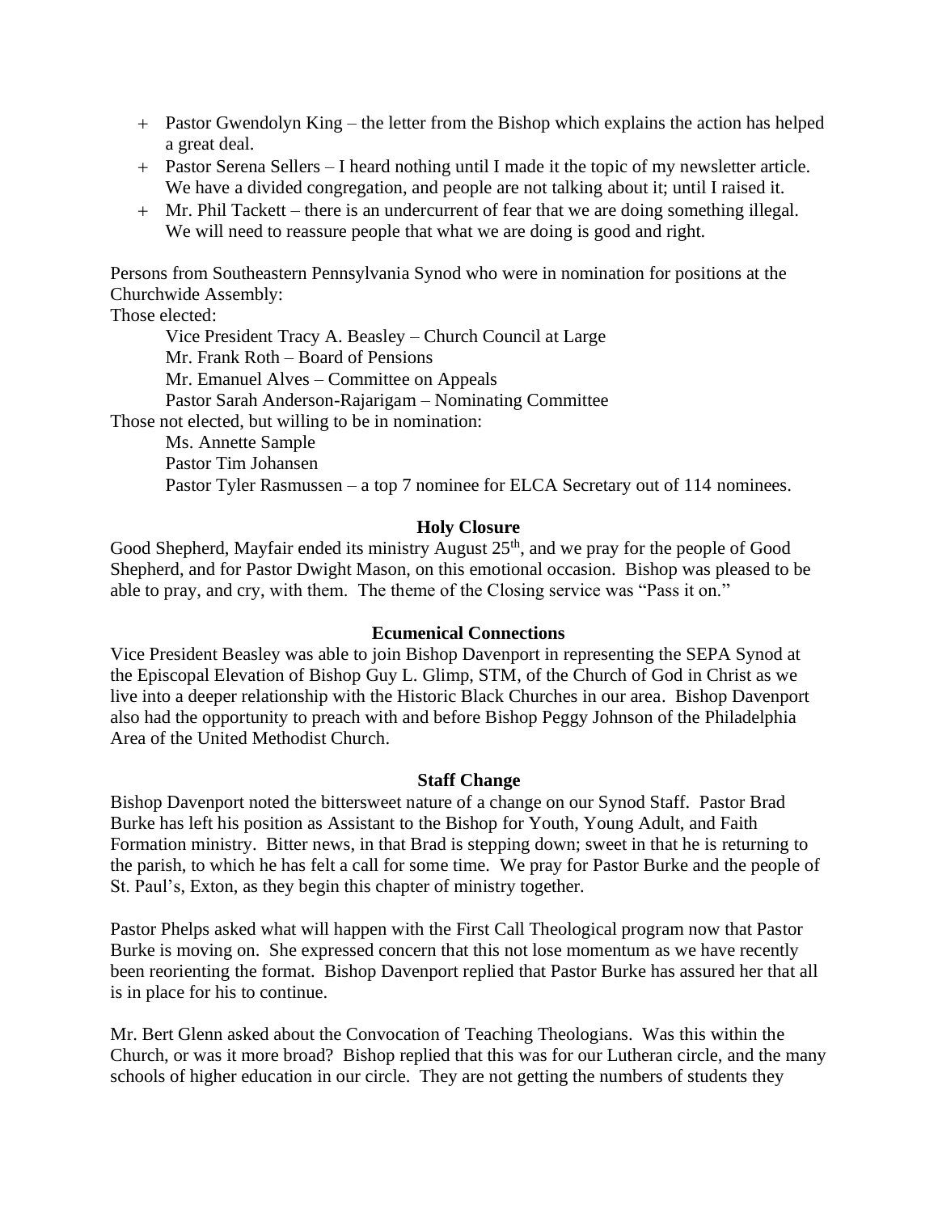+ Pastor Gwendolyn King – the letter from the Bishop which explains the action has helped a great deal.
+ Pastor Serena Sellers – I heard nothing until I made it the topic of my newsletter article. We have a divided congregation, and people are not talking about it; until I raised it.
+ Mr. Phil Tackett – there is an undercurrent of fear that we are doing something illegal. We will need to reassure people that what we are doing is good and right.

Persons from Southeastern Pennsylvania Synod who were in nomination for positions at the Churchwide Assembly:

Those elected:

Vice President Tracy A. Beasley – Church Council at Large
Mr. Frank Roth – Board of Pensions
Mr. Emanuel Alves – Committee on Appeals
Pastor Sarah Anderson-Rajarigam – Nominating Committee

Those not elected, but willing to be in nomination:

Ms. Annette Sample
Pastor Tim Johansen
Pastor Tyler Rasmussen – a top 7 nominee for ELCA Secretary out of 114 nominees.

**Holy Closure**

Good Shepherd, Mayfair ended its ministry August 25th, and we pray for the people of Good Shepherd, and for Pastor Dwight Mason, on this emotional occasion. Bishop was pleased to be able to pray, and cry, with them. The theme of the Closing service was "Pass it on."

**Ecumenical Connections**

Vice President Beasley was able to join Bishop Davenport in representing the SEPA Synod at the Episcopal Elevation of Bishop Guy L. Glimp, STM, of the Church of God in Christ as we live into a deeper relationship with the Historic Black Churches in our area. Bishop Davenport also had the opportunity to preach with and before Bishop Peggy Johnson of the Philadelphia Area of the United Methodist Church.

**Staff Change**

Bishop Davenport noted the bittersweet nature of a change on our Synod Staff. Pastor Brad Burke has left his position as Assistant to the Bishop for Youth, Young Adult, and Faith Formation ministry. Bitter news, in that Brad is stepping down; sweet in that he is returning to the parish, to which he has felt a call for some time. We pray for Pastor Burke and the people of St. Paul's, Exton, as they begin this chapter of ministry together.

Pastor Phelps asked what will happen with the First Call Theological program now that Pastor Burke is moving on. She expressed concern that this not lose momentum as we have recently been reorienting the format. Bishop Davenport replied that Pastor Burke has assured her that all is in place for his to continue.

Mr. Bert Glenn asked about the Convocation of Teaching Theologians. Was this within the Church, or was it more broad? Bishop replied that this was for our Lutheran circle, and the many schools of higher education in our circle. They are not getting the numbers of students they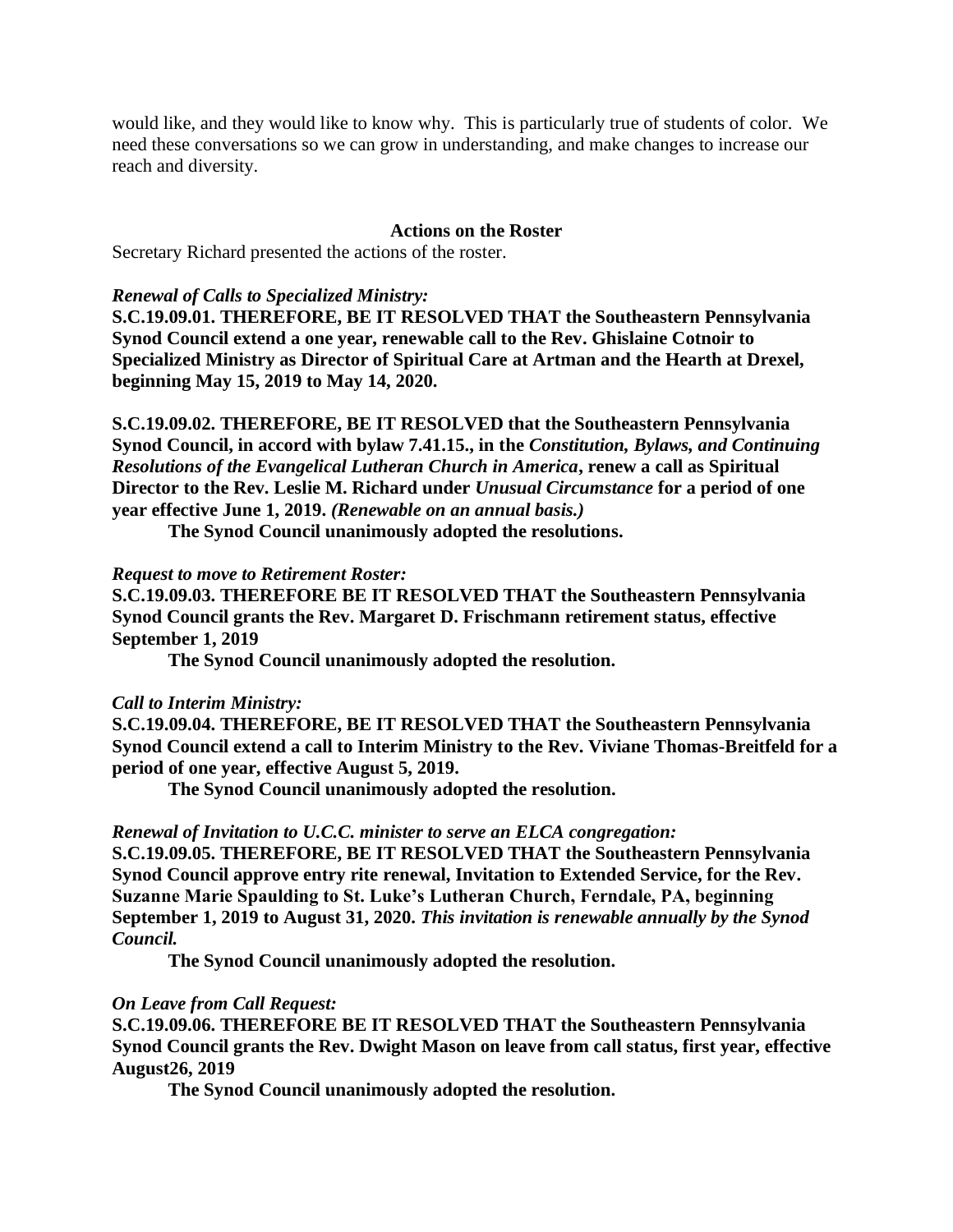would like, and they would like to know why. This is particularly true of students of color. We need these conversations so we can grow in understanding, and make changes to increase our reach and diversity.

### Actions on the Roster

Secretary Richard presented the actions of the roster.

*Renewal of Calls to Specialized Ministry:*

**S.C.19.09.01. THEREFORE, BE IT RESOLVED THAT the Southeastern Pennsylvania Synod Council extend a one year, renewable call to the Rev. Ghislaine Cotnoir to Specialized Ministry as Director of Spiritual Care at Artman and the Hearth at Drexel, beginning May 15, 2019 to May 14, 2020.**

**S.C.19.09.02. THEREFORE, BE IT RESOLVED that the Southeastern Pennsylvania Synod Council, in accord with bylaw 7.41.15., in the *Constitution, Bylaws, and Continuing Resolutions of the Evangelical Lutheran Church in America*, renew a call as Spiritual Director to the Rev. Leslie M. Richard under *Unusual Circumstance* for a period of one year effective June 1, 2019. *(Renewable on an annual basis.)***

**The Synod Council unanimously adopted the resolutions.**

*Request to move to Retirement Roster:*

**S.C.19.09.03. THEREFORE BE IT RESOLVED THAT the Southeastern Pennsylvania Synod Council grants the Rev. Margaret D. Frischmann retirement status, effective September 1, 2019**

**The Synod Council unanimously adopted the resolution.**

*Call to Interim Ministry:*

**S.C.19.09.04. THEREFORE, BE IT RESOLVED THAT the Southeastern Pennsylvania Synod Council extend a call to Interim Ministry to the Rev. Viviane Thomas-Breitfeld for a period of one year, effective August 5, 2019.**

**The Synod Council unanimously adopted the resolution.**

*Renewal of Invitation to U.C.C. minister to serve an ELCA congregation:*

**S.C.19.09.05. THEREFORE, BE IT RESOLVED THAT the Southeastern Pennsylvania Synod Council approve entry rite renewal, Invitation to Extended Service, for the Rev. Suzanne Marie Spaulding to St. Luke's Lutheran Church, Ferndale, PA, beginning September 1, 2019 to August 31, 2020. *This invitation is renewable annually by the Synod Council.***

**The Synod Council unanimously adopted the resolution.**

*On Leave from Call Request:*

**S.C.19.09.06. THEREFORE BE IT RESOLVED THAT the Southeastern Pennsylvania Synod Council grants the Rev. Dwight Mason on leave from call status, first year, effective August26, 2019**

**The Synod Council unanimously adopted the resolution.**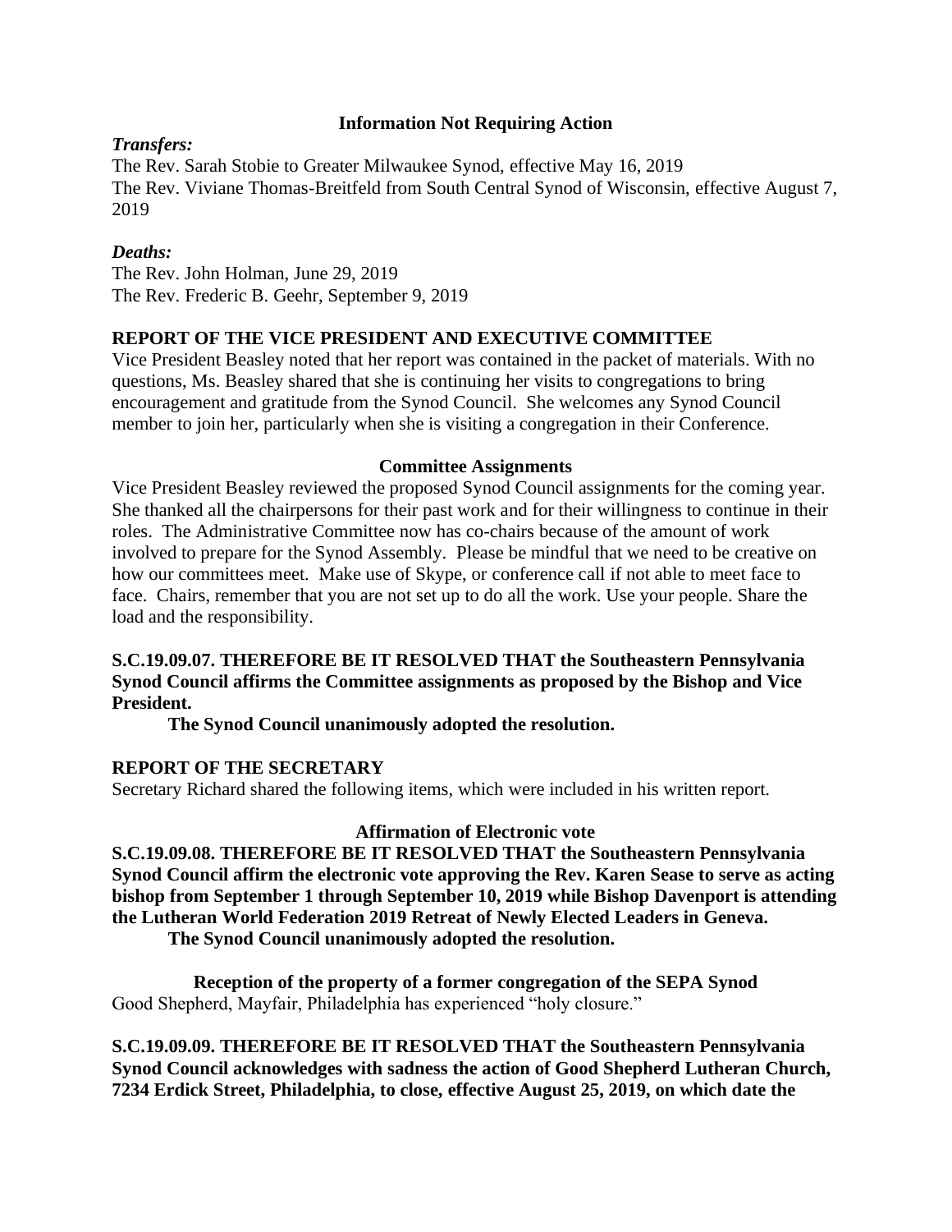**Information Not Requiring Action**

***Transfers:***

The Rev. Sarah Stobie to Greater Milwaukee Synod, effective May 16, 2019
The Rev. Viviane Thomas-Breitfeld from South Central Synod of Wisconsin, effective August 7, 2019

***Deaths:***

The Rev. John Holman, June 29, 2019
The Rev. Frederic B. Geehr, September 9, 2019

**REPORT OF THE VICE PRESIDENT AND EXECUTIVE COMMITTEE**

Vice President Beasley noted that her report was contained in the packet of materials. With no questions, Ms. Beasley shared that she is continuing her visits to congregations to bring encouragement and gratitude from the Synod Council. She welcomes any Synod Council member to join her, particularly when she is visiting a congregation in their Conference.

**Committee Assignments**

Vice President Beasley reviewed the proposed Synod Council assignments for the coming year. She thanked all the chairpersons for their past work and for their willingness to continue in their roles. The Administrative Committee now has co-chairs because of the amount of work involved to prepare for the Synod Assembly. Please be mindful that we need to be creative on how our committees meet. Make use of Skype, or conference call if not able to meet face to face. Chairs, remember that you are not set up to do all the work. Use your people. Share the load and the responsibility.

**S.C.19.09.07. THEREFORE BE IT RESOLVED THAT the Southeastern Pennsylvania Synod Council affirms the Committee assignments as proposed by the Bishop and Vice President.**

**The Synod Council unanimously adopted the resolution.**

**REPORT OF THE SECRETARY**

Secretary Richard shared the following items, which were included in his written report.

**Affirmation of Electronic vote**

**S.C.19.09.08. THEREFORE BE IT RESOLVED THAT the Southeastern Pennsylvania Synod Council affirm the electronic vote approving the Rev. Karen Sease to serve as acting bishop from September 1 through September 10, 2019 while Bishop Davenport is attending the Lutheran World Federation 2019 Retreat of Newly Elected Leaders in Geneva.**

**The Synod Council unanimously adopted the resolution.**

**Reception of the property of a former congregation of the SEPA Synod**

Good Shepherd, Mayfair, Philadelphia has experienced "holy closure."

**S.C.19.09.09. THEREFORE BE IT RESOLVED THAT the Southeastern Pennsylvania Synod Council acknowledges with sadness the action of Good Shepherd Lutheran Church, 7234 Erdick Street, Philadelphia, to close, effective August 25, 2019, on which date the**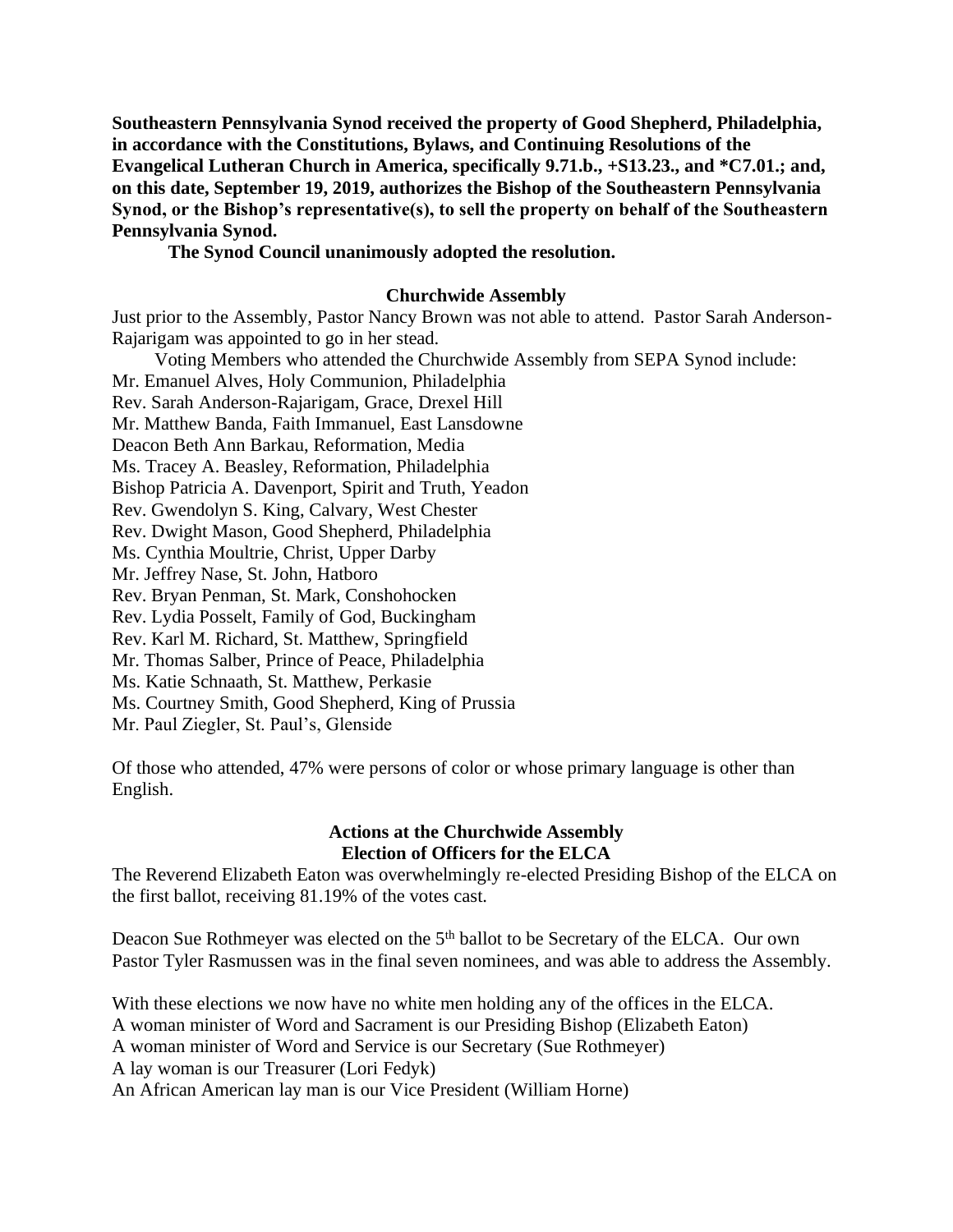**Southeastern Pennsylvania Synod received the property of Good Shepherd, Philadelphia, in accordance with the Constitutions, Bylaws, and Continuing Resolutions of the Evangelical Lutheran Church in America, specifically 9.71.b., +S13.23., and *C7.01.; and, on this date, September 19, 2019, authorizes the Bishop of the Southeastern Pennsylvania Synod, or the Bishop's representative(s), to sell the property on behalf of the Southeastern Pennsylvania Synod.**

**The Synod Council unanimously adopted the resolution.**

### Churchwide Assembly

Just prior to the Assembly, Pastor Nancy Brown was not able to attend. Pastor Sarah Anderson-Rajarigam was appointed to go in her stead.

Voting Members who attended the Churchwide Assembly from SEPA Synod include:

Mr. Emanuel Alves, Holy Communion, Philadelphia
Rev. Sarah Anderson-Rajarigam, Grace, Drexel Hill
Mr. Matthew Banda, Faith Immanuel, East Lansdowne
Deacon Beth Ann Barkau, Reformation, Media
Ms. Tracey A. Beasley, Reformation, Philadelphia
Bishop Patricia A. Davenport, Spirit and Truth, Yeadon
Rev. Gwendolyn S. King, Calvary, West Chester
Rev. Dwight Mason, Good Shepherd, Philadelphia
Ms. Cynthia Moultrie, Christ, Upper Darby
Mr. Jeffrey Nase, St. John, Hatboro
Rev. Bryan Penman, St. Mark, Conshohocken
Rev. Lydia Posselt, Family of God, Buckingham
Rev. Karl M. Richard, St. Matthew, Springfield
Mr. Thomas Salber, Prince of Peace, Philadelphia
Ms. Katie Schnaath, St. Matthew, Perkasie
Ms. Courtney Smith, Good Shepherd, King of Prussia
Mr. Paul Ziegler, St. Paul's, Glenside

Of those who attended, 47% were persons of color or whose primary language is other than English.

### Actions at the Churchwide Assembly
### Election of Officers for the ELCA

The Reverend Elizabeth Eaton was overwhelmingly re-elected Presiding Bishop of the ELCA on the first ballot, receiving 81.19% of the votes cast.

Deacon Sue Rothmeyer was elected on the 5th ballot to be Secretary of the ELCA. Our own Pastor Tyler Rasmussen was in the final seven nominees, and was able to address the Assembly.

With these elections we now have no white men holding any of the offices in the ELCA.
A woman minister of Word and Sacrament is our Presiding Bishop (Elizabeth Eaton)
A woman minister of Word and Service is our Secretary (Sue Rothmeyer)
A lay woman is our Treasurer (Lori Fedyk)
An African American lay man is our Vice President (William Horne)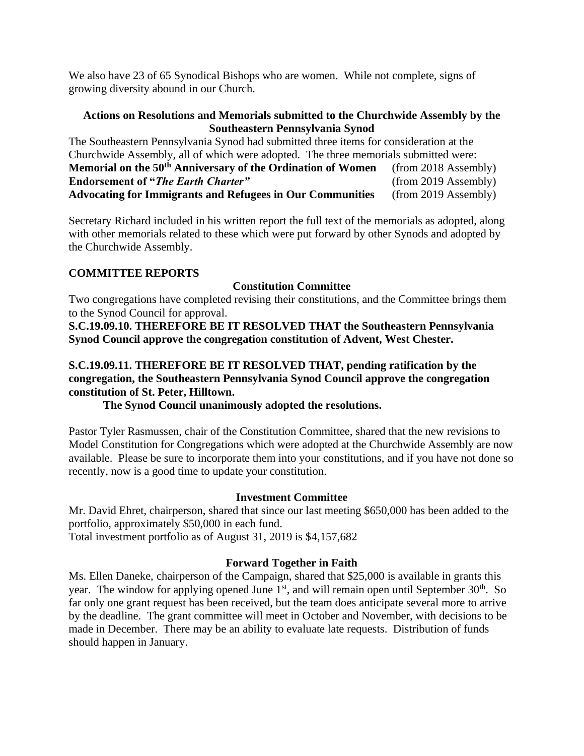We also have 23 of 65 Synodical Bishops who are women. While not complete, signs of growing diversity abound in our Church.

**Actions on Resolutions and Memorials submitted to the Churchwide Assembly by the Southeastern Pennsylvania Synod**

The Southeastern Pennsylvania Synod had submitted three items for consideration at the Churchwide Assembly, all of which were adopted. The three memorials submitted were:

**Memorial on the 50th Anniversary of the Ordination of Women** (from 2018 Assembly)
**Endorsement of "*The Earth Charter*"** (from 2019 Assembly)
**Advocating for Immigrants and Refugees in Our Communities** (from 2019 Assembly)

Secretary Richard included in his written report the full text of the memorials as adopted, along with other memorials related to these which were put forward by other Synods and adopted by the Churchwide Assembly.

## COMMITTEE REPORTS

### Constitution Committee

Two congregations have completed revising their constitutions, and the Committee brings them to the Synod Council for approval.

**S.C.19.09.10. THEREFORE BE IT RESOLVED THAT the Southeastern Pennsylvania Synod Council approve the congregation constitution of Advent, West Chester.**

**S.C.19.09.11. THEREFORE BE IT RESOLVED THAT, pending ratification by the congregation, the Southeastern Pennsylvania Synod Council approve the congregation constitution of St. Peter, Hilltown.**

**The Synod Council unanimously adopted the resolutions.**

Pastor Tyler Rasmussen, chair of the Constitution Committee, shared that the new revisions to Model Constitution for Congregations which were adopted at the Churchwide Assembly are now available. Please be sure to incorporate them into your constitutions, and if you have not done so recently, now is a good time to update your constitution.

### Investment Committee

Mr. David Ehret, chairperson, shared that since our last meeting $650,000 has been added to the portfolio, approximately $50,000 in each fund.
Total investment portfolio as of August 31, 2019 is $4,157,682

### Forward Together in Faith

Ms. Ellen Daneke, chairperson of the Campaign, shared that $25,000 is available in grants this year. The window for applying opened June 1st, and will remain open until September 30th. So far only one grant request has been received, but the team does anticipate several more to arrive by the deadline. The grant committee will meet in October and November, with decisions to be made in December. There may be an ability to evaluate late requests. Distribution of funds should happen in January.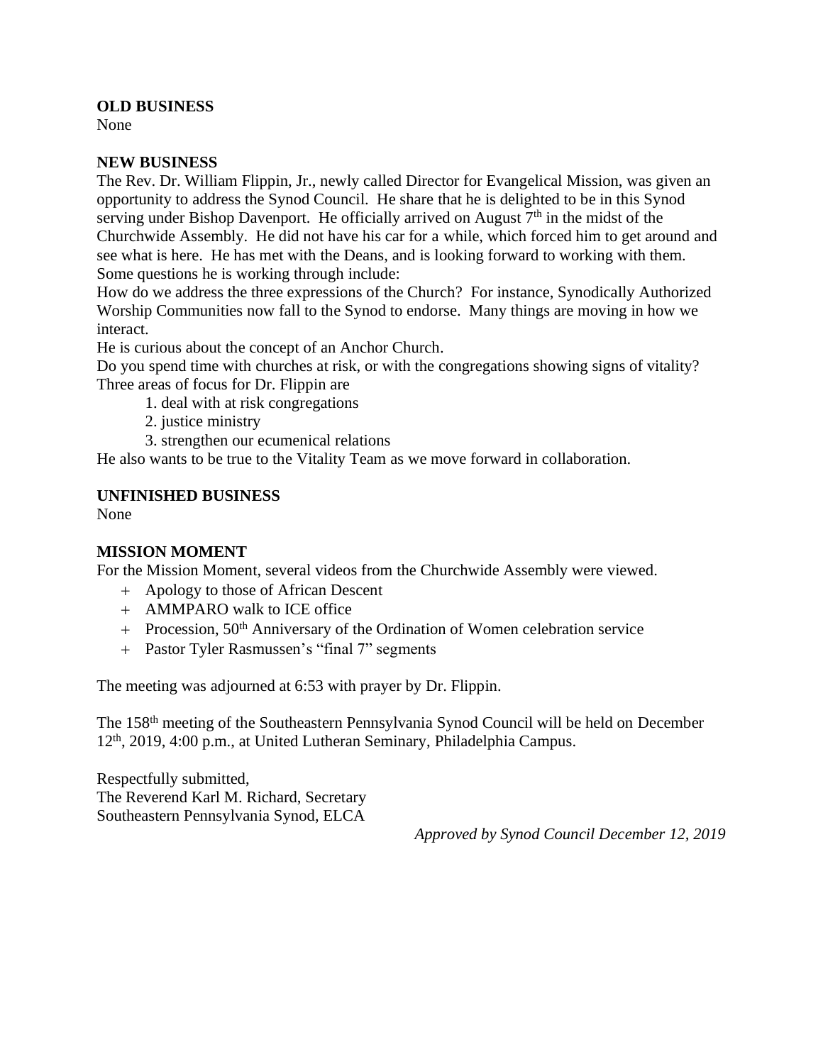**OLD BUSINESS**
None

**NEW BUSINESS**
The Rev. Dr. William Flippin, Jr., newly called Director for Evangelical Mission, was given an opportunity to address the Synod Council. He share that he is delighted to be in this Synod serving under Bishop Davenport. He officially arrived on August 7th in the midst of the Churchwide Assembly. He did not have his car for a while, which forced him to get around and see what is here. He has met with the Deans, and is looking forward to working with them. Some questions he is working through include:

How do we address the three expressions of the Church? For instance, Synodically Authorized Worship Communities now fall to the Synod to endorse. Many things are moving in how we interact.

He is curious about the concept of an Anchor Church.

Do you spend time with churches at risk, or with the congregations showing signs of vitality?

Three areas of focus for Dr. Flippin are

1. deal with at risk congregations
2. justice ministry
3. strengthen our ecumenical relations

He also wants to be true to the Vitality Team as we move forward in collaboration.

**UNFINISHED BUSINESS**
None

**MISSION MOMENT**
For the Mission Moment, several videos from the Churchwide Assembly were viewed.

+ Apology to those of African Descent
+ AMMPARO walk to ICE office
+ Procession, 50th Anniversary of the Ordination of Women celebration service
+ Pastor Tyler Rasmussen's "final 7" segments

The meeting was adjourned at 6:53 with prayer by Dr. Flippin.

The 158th meeting of the Southeastern Pennsylvania Synod Council will be held on December 12th, 2019, 4:00 p.m., at United Lutheran Seminary, Philadelphia Campus.

Respectfully submitted,
The Reverend Karl M. Richard, Secretary
Southeastern Pennsylvania Synod, ELCA

*Approved by Synod Council December 12, 2019*